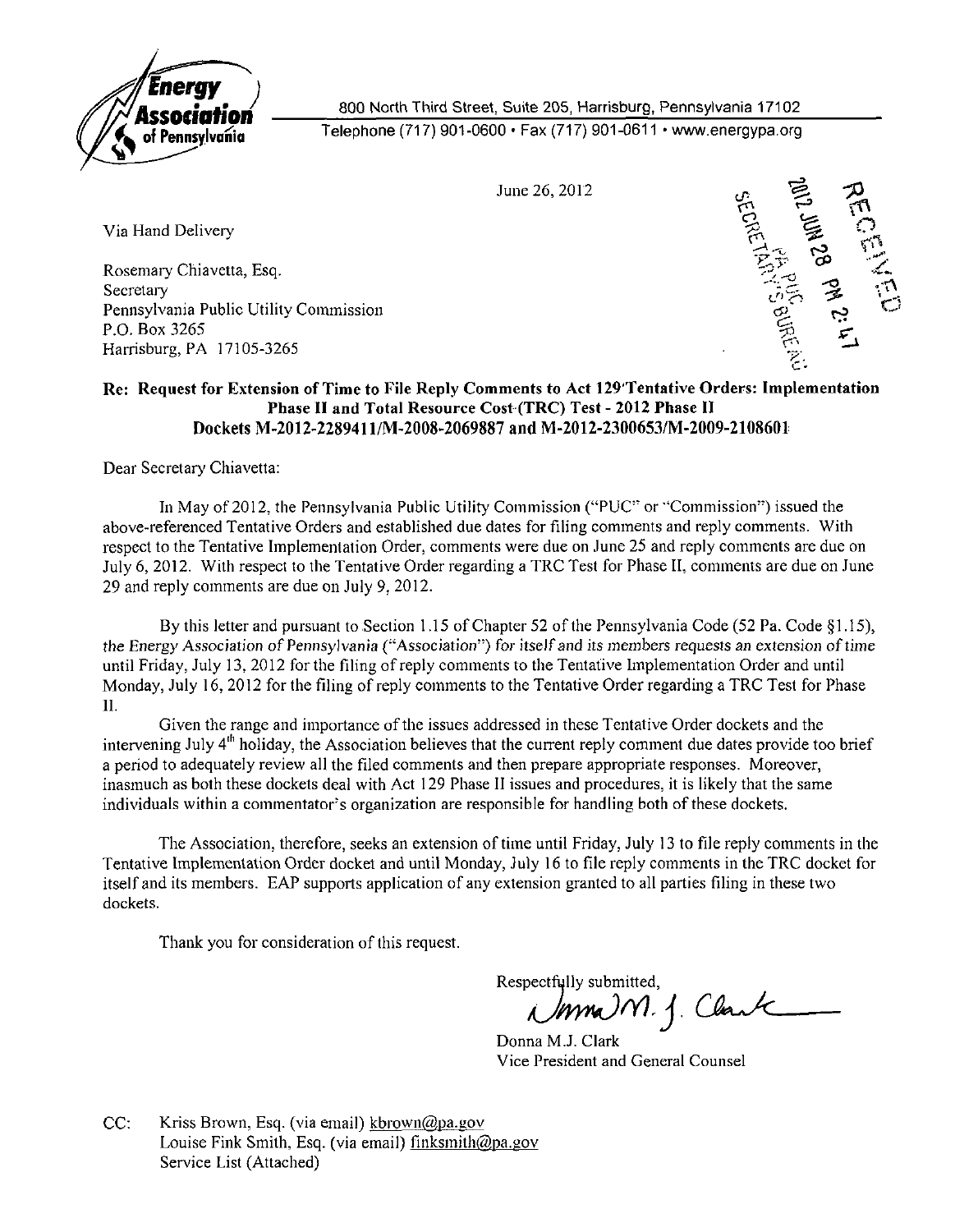**Energy Association of Pennsylvania**

800 North Third Street, Suite 205, Harrisburg, Pennsylvania 17102
Telephone (717) 901-0600 • Fax (717) 901-0611 • www.energypa.org

June 26, 2012

RECEIVED
2012 JUN 28 PM 2:47
PA PUC
SECRETARY'S BUREAU

Via Hand Delivery

Rosemary Chiavetta, Esq.
Secretary
Pennsylvania Public Utility Commission
P.O. Box 3265
Harrisburg, PA 17105-3265

**Re: Request for Extension of Time to File Reply Comments to Act 129 Tentative Orders: Implementation Phase II and Total Resource Cost (TRC) Test - 2012 Phase II Dockets M-2012-2289411/M-2008-2069887 and M-2012-2300653/M-2009-2108601**

Dear Secretary Chiavetta:

In May of 2012, the Pennsylvania Public Utility Commission ("PUC" or "Commission") issued the above-referenced Tentative Orders and established due dates for filing comments and reply comments. With respect to the Tentative Implementation Order, comments were due on June 25 and reply comments are due on July 6, 2012. With respect to the Tentative Order regarding a TRC Test for Phase II, comments are due on June 29 and reply comments are due on July 9, 2012.

By this letter and pursuant to Section 1.15 of Chapter 52 of the Pennsylvania Code (52 Pa. Code §1.15), *the Energy Association of Pennsylvania ("Association") for itself and its members requests an extension of time* until Friday, July 13, 2012 for the filing of reply comments to the Tentative Implementation Order and until Monday, July 16, 2012 for the filing of reply comments to the Tentative Order regarding a TRC Test for Phase II.

Given the range and importance of the issues addressed in these Tentative Order dockets and the intervening July 4th holiday, the Association believes that the current reply comment due dates provide too brief a period to adequately review all the filed comments and then prepare appropriate responses. Moreover, inasmuch as both these dockets deal with Act 129 Phase II issues and procedures, it is likely that the same individuals within a commentator's organization are responsible for handling both of these dockets.

The Association, therefore, seeks an extension of time until Friday, July 13 to file reply comments in the Tentative Implementation Order docket and until Monday, July 16 to file reply comments in the TRC docket for itself and its members. EAP supports application of any extension granted to all parties filing in these two dockets.

Thank you for consideration of this request.

Respectfully submitted,

Donna M.J. Clark
Vice President and General Counsel

CC: Kriss Brown, Esq. (via email) kbrown@pa.gov
Louise Fink Smith, Esq. (via email) finksmith@pa.gov
Service List (Attached)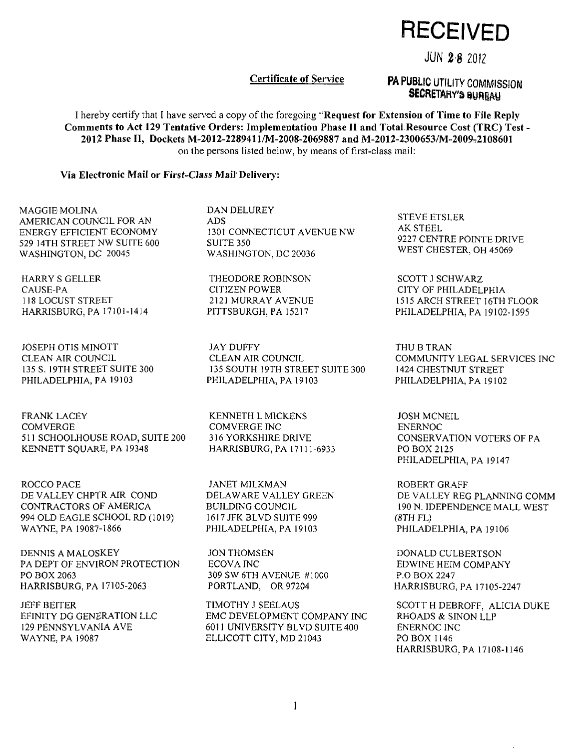**RECEIVED**

JUN 28 2012

**PA PUBLIC UTILITY COMMISSION**
**SECRETARY'S BUREAU**

**Certificate of Service**

I hereby certify that I have served a copy of the foregoing "**Request for Extension of Time to File Reply Comments to Act 129 Tentative Orders: Implementation Phase II and Total Resource Cost (TRC) Test - 2012 Phase II, Dockets M-2012-2289411/M-2008-2069887 and M-2012-2300653/M-2009-2108601** on the persons listed below, by means of first-class mail:

**Via Electronic Mail or First-Class Mail Delivery:**

MAGGIE MOLINA
AMERICAN COUNCIL FOR AN ENERGY EFFICIENT ECONOMY
529 14TH STREET NW SUITE 600
WASHINGTON, DC 20045

DAN DELUREY
ADS
1301 CONNECTICUT AVENUE NW
SUITE 350
WASHINGTON, DC 20036

STEVE ETSLER
AK STEEL
9227 CENTRE POINTE DRIVE
WEST CHESTER, OH 45069

HARRY S GELLER
CAUSE-PA
118 LOCUST STREET
HARRISBURG, PA 17101-1414

THEODORE ROBINSON
CITIZEN POWER
2121 MURRAY AVENUE
PITTSBURGH, PA 15217

SCOTT J SCHWARZ
CITY OF PHILADELPHIA
1515 ARCH STREET 16TH FLOOR
PHILADELPHIA, PA 19102-1595

JOSEPH OTIS MINOTT
CLEAN AIR COUNCIL
135 S. 19TH STREET SUITE 300
PHILADELPHIA, PA 19103

JAY DUFFY
CLEAN AIR COUNCIL
135 SOUTH 19TH STREET SUITE 300
PHILADELPHIA, PA 19103

THU B TRAN
COMMUNITY LEGAL SERVICES INC
1424 CHESTNUT STREET
PHILADELPHIA, PA 19102

FRANK LACEY
COMVERGE
511 SCHOOLHOUSE ROAD, SUITE 200
KENNETT SQUARE, PA 19348

KENNETH L MICKENS
COMVERGE INC
316 YORKSHIRE DRIVE
HARRISBURG, PA 17111-6933

JOSH MCNEIL
ENERNOC
CONSERVATION VOTERS OF PA
PO BOX 2125
PHILADELPHIA, PA 19147

ROCCO PACE
DE VALLEY CHPTR AIR COND CONTRACTORS OF AMERICA
994 OLD EAGLE SCHOOL RD (1019)
WAYNE, PA 19087-1866

JANET MILKMAN
DELAWARE VALLEY GREEN BUILDING COUNCIL
1617 JFK BLVD SUITE 999
PHILADELPHIA, PA 19103

ROBERT GRAFF
DE VALLEY REG PLANNING COMM
190 N. IDEPENDENCE MALL WEST (8TH FL)
PHILADELPHIA, PA 19106

DENNIS A MALOSKEY
PA DEPT OF ENVIRON PROTECTION
PO BOX 2063
HARRISBURG, PA 17105-2063

JON THOMSEN
ECOVA INC
309 SW 6TH AVENUE #1000
PORTLAND, OR 97204

DONALD CULBERTSON
EDWINE HEIM COMPANY
P.O BOX 2247
HARRISBURG, PA 17105-2247

JEFF BEITER
EFINITY DG GENERATION LLC
129 PENNSYLVANIA AVE
WAYNE, PA 19087

TIMOTHY J SEELAUS
EMC DEVELOPMENT COMPANY INC
6011 UNIVERSITY BLVD SUITE 400
ELLICOTT CITY, MD 21043

SCOTT H DEBROFF, ALICIA DUKE
RHOADS & SINON LLP
ENERNOC INC
PO BOX 1146
HARRISBURG, PA 17108-1146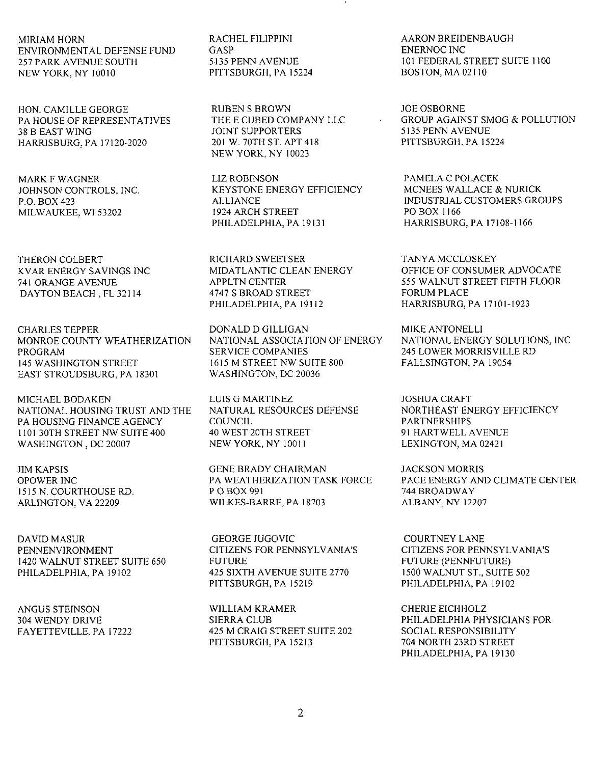MIRIAM HORN
ENVIRONMENTAL DEFENSE FUND
257 PARK AVENUE SOUTH
NEW YORK, NY 10010

RACHEL FILIPPINI
GASP
5135 PENN AVENUE
PITTSBURGH, PA 15224

AARON BREIDENBAUGH
ENERNOC INC
101 FEDERAL STREET SUITE 1100
BOSTON, MA 02110

HON. CAMILLE GEORGE
PA HOUSE OF REPRESENTATIVES
38 B EAST WING
HARRISBURG, PA 17120-2020

RUBEN S BROWN
THE E CUBED COMPANY LLC
JOINT SUPPORTERS
201 W. 70TH ST. APT 418
NEW YORK, NY 10023

JOE OSBORNE
GROUP AGAINST SMOG & POLLUTION
5135 PENN AVENUE
PITTSBURGH, PA 15224

MARK F WAGNER
JOHNSON CONTROLS, INC.
P.O. BOX 423
MILWAUKEE, WI 53202

LIZ ROBINSON
KEYSTONE ENERGY EFFICIENCY ALLIANCE
1924 ARCH STREET
PHILADELPHIA, PA 19131

PAMELA C POLACEK
MCNEES WALLACE & NURICK
INDUSTRIAL CUSTOMERS GROUPS
PO BOX 1166
HARRISBURG, PA 17108-1166

THERON COLBERT
KVAR ENERGY SAVINGS INC
741 ORANGE AVENUE
DAYTON BEACH , FL 32114

RICHARD SWEETSER
MIDATLANTIC CLEAN ENERGY
APPLTN CENTER
4747 S BROAD STREET
PHILADELPHIA, PA 19112

TANYA MCCLOSKEY
OFFICE OF CONSUMER ADVOCATE
555 WALNUT STREET FIFTH FLOOR
FORUM PLACE
HARRISBURG, PA 17101-1923

CHARLES TEPPER
MONROE COUNTY WEATHERIZATION PROGRAM
145 WASHINGTON STREET
EAST STROUDSBURG, PA 18301

DONALD D GILLIGAN
NATIONAL ASSOCIATION OF ENERGY SERVICE COMPANIES
1615 M STREET NW SUITE 800
WASHINGTON, DC 20036

MIKE ANTONELLI
NATIONAL ENERGY SOLUTIONS, INC
245 LOWER MORRISVILLE RD
FALLSINGTON, PA 19054

MICHAEL BODAKEN
NATIONAL HOUSING TRUST AND THE PA HOUSING FINANCE AGENCY
1101 30TH STREET NW SUITE 400
WASHINGTON , DC 20007

LUIS G MARTINEZ
NATURAL RESOURCES DEFENSE COUNCIL
40 WEST 20TH STREET
NEW YORK, NY 10011

JOSHUA CRAFT
NORTHEAST ENERGY EFFICIENCY PARTNERSHIPS
91 HARTWELL AVENUE
LEXINGTON, MA 02421

JIM KAPSIS
OPOWER INC
1515 N. COURTHOUSE RD.
ARLINGTON, VA 22209

GENE BRADY CHAIRMAN
PA WEATHERIZATION TASK FORCE
P O BOX 991
WILKES-BARRE, PA 18703

JACKSON MORRIS
PACE ENERGY AND CLIMATE CENTER
744 BROADWAY
ALBANY, NY 12207

DAVID MASUR
PENNENVIRONMENT
1420 WALNUT STREET SUITE 650
PHILADELPHIA, PA 19102

GEORGE JUGOVIC
CITIZENS FOR PENNSYLVANIA'S FUTURE
425 SIXTH AVENUE SUITE 2770
PITTSBURGH, PA 15219

COURTNEY LANE
CITIZENS FOR PENNSYLVANIA'S FUTURE (PENNFUTURE)
1500 WALNUT ST., SUITE 502
PHILADELPHIA, PA 19102

ANGUS STEINSON
304 WENDY DRIVE
FAYETTEVILLE, PA 17222

WILLIAM KRAMER
SIERRA CLUB
425 M CRAIG STREET SUITE 202
PITTSBURGH, PA 15213

CHERIE EICHHOLZ
PHILADELPHIA PHYSICIANS FOR SOCIAL RESPONSIBILITY
704 NORTH 23RD STREET
PHILADELPHIA, PA 19130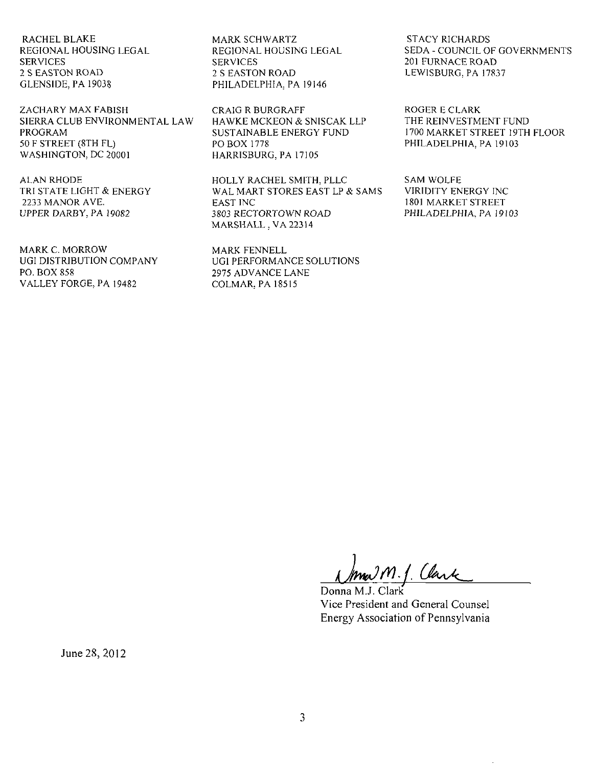RACHEL BLAKE
REGIONAL HOUSING LEGAL SERVICES
2 S EASTON ROAD
GLENSIDE, PA 19038

MARK SCHWARTZ
REGIONAL HOUSING LEGAL SERVICES
2 S EASTON ROAD
PHILADELPHIA, PA 19146

STACY RICHARDS
SEDA - COUNCIL OF GOVERNMENTS
201 FURNACE ROAD
LEWISBURG, PA 17837

ZACHARY MAX FABISH
SIERRA CLUB ENVIRONMENTAL LAW PROGRAM
50 F STREET (8TH FL)
WASHINGTON, DC 20001

CRAIG R BURGRAFF
HAWKE MCKEON & SNISCAK LLP
SUSTAINABLE ENERGY FUND
PO BOX 1778
HARRISBURG, PA 17105

ROGER E CLARK
THE REINVESTMENT FUND
1700 MARKET STREET 19TH FLOOR
PHILADELPHIA, PA 19103

ALAN RHODE
TRI STATE LIGHT & ENERGY
2233 MANOR AVE.
UPPER DARBY, PA 19082

HOLLY RACHEL SMITH, PLLC
WAL MART STORES EAST LP & SAMS EAST INC
3803 RECTORTOWN ROAD
MARSHALL, VA 22314

SAM WOLFE
VIRIDITY ENERGY INC
1801 MARKET STREET
PHILADELPHIA, PA 19103

MARK C. MORROW
UGI DISTRIBUTION COMPANY
PO. BOX 858
VALLEY FORGE, PA 19482

MARK FENNELL
UGI PERFORMANCE SOLUTIONS
2975 ADVANCE LANE
COLMAR, PA 18515

Donna M.J. Clark
Vice President and General Counsel
Energy Association of Pennsylvania

June 28, 2012